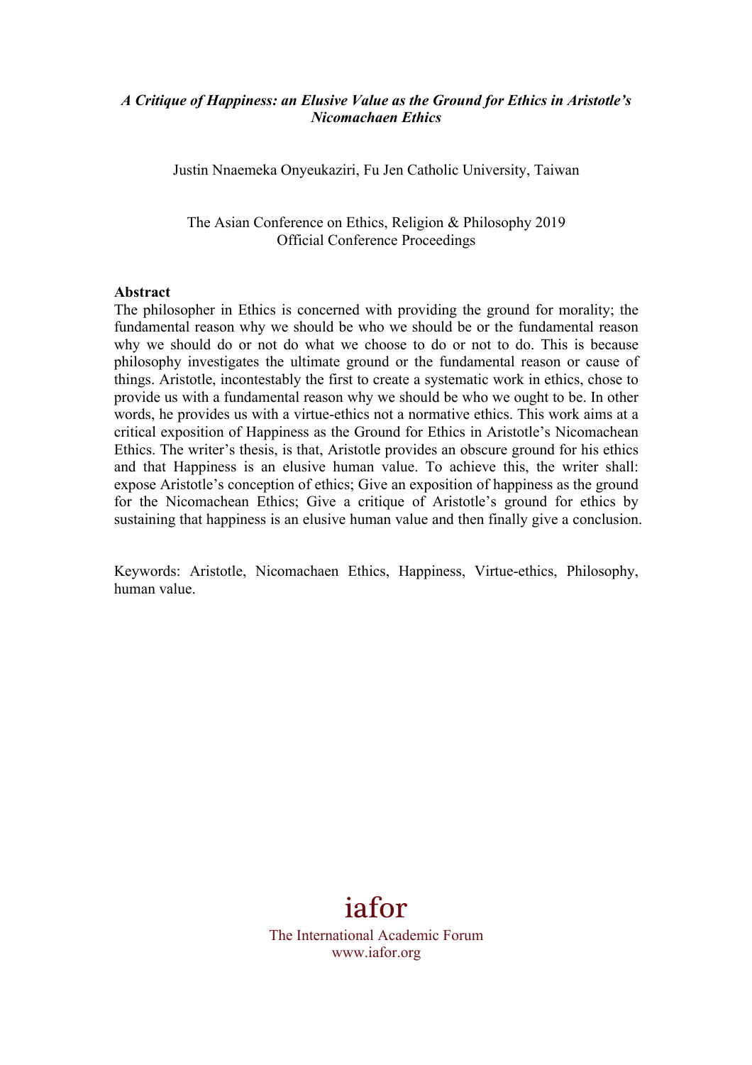***A Critique of Happiness: an Elusive Value as the Ground for Ethics in Aristotle's Nicomachaen Ethics***

Justin Nnaemeka Onyeukaziri, Fu Jen Catholic University, Taiwan

The Asian Conference on Ethics, Religion & Philosophy 2019
Official Conference Proceedings

**Abstract**

The philosopher in Ethics is concerned with providing the ground for morality; the fundamental reason why we should be who we should be or the fundamental reason why we should do or not do what we choose to do or not to do. This is because philosophy investigates the ultimate ground or the fundamental reason or cause of things. Aristotle, incontestably the first to create a systematic work in ethics, chose to provide us with a fundamental reason why we should be who we ought to be. In other words, he provides us with a virtue-ethics not a normative ethics. This work aims at a critical exposition of Happiness as the Ground for Ethics in Aristotle's Nicomachean Ethics. The writer's thesis, is that, Aristotle provides an obscure ground for his ethics and that Happiness is an elusive human value. To achieve this, the writer shall: expose Aristotle's conception of ethics; Give an exposition of happiness as the ground for the Nicomachean Ethics; Give a critique of Aristotle's ground for ethics by sustaining that happiness is an elusive human value and then finally give a conclusion.

Keywords: Aristotle, Nicomachaen Ethics, Happiness, Virtue-ethics, Philosophy, human value.

iafor
The International Academic Forum
www.iafor.org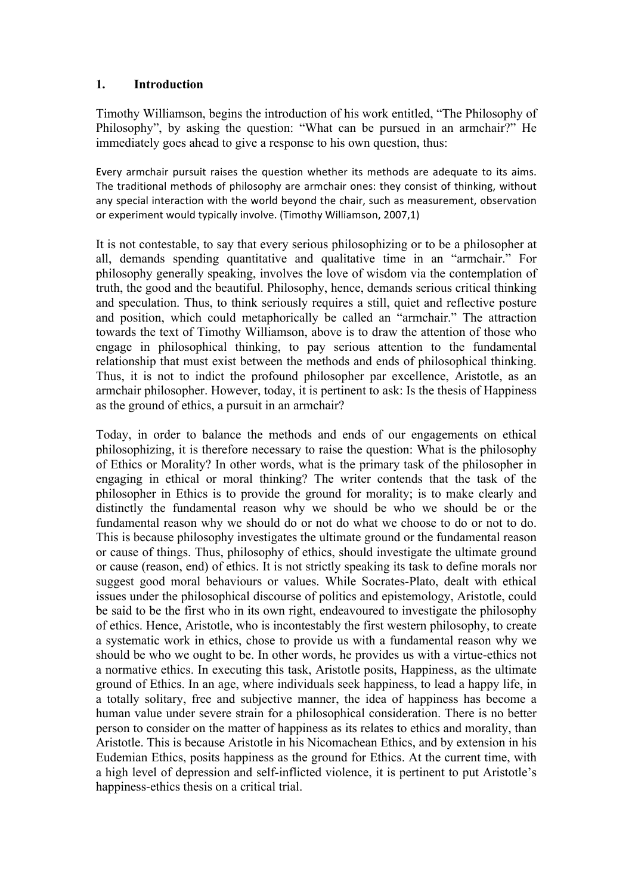## 1. Introduction

Timothy Williamson, begins the introduction of his work entitled, "The Philosophy of Philosophy", by asking the question: "What can be pursued in an armchair?" He immediately goes ahead to give a response to his own question, thus:

> Every armchair pursuit raises the question whether its methods are adequate to its aims. The traditional methods of philosophy are armchair ones: they consist of thinking, without any special interaction with the world beyond the chair, such as measurement, observation or experiment would typically involve. (Timothy Williamson, 2007,1)

It is not contestable, to say that every serious philosophizing or to be a philosopher at all, demands spending quantitative and qualitative time in an "armchair." For philosophy generally speaking, involves the love of wisdom via the contemplation of truth, the good and the beautiful. Philosophy, hence, demands serious critical thinking and speculation. Thus, to think seriously requires a still, quiet and reflective posture and position, which could metaphorically be called an "armchair." The attraction towards the text of Timothy Williamson, above is to draw the attention of those who engage in philosophical thinking, to pay serious attention to the fundamental relationship that must exist between the methods and ends of philosophical thinking. Thus, it is not to indict the profound philosopher par excellence, Aristotle, as an armchair philosopher. However, today, it is pertinent to ask: Is the thesis of Happiness as the ground of ethics, a pursuit in an armchair?

Today, in order to balance the methods and ends of our engagements on ethical philosophizing, it is therefore necessary to raise the question: What is the philosophy of Ethics or Morality? In other words, what is the primary task of the philosopher in engaging in ethical or moral thinking? The writer contends that the task of the philosopher in Ethics is to provide the ground for morality; is to make clearly and distinctly the fundamental reason why we should be who we should be or the fundamental reason why we should do or not do what we choose to do or not to do. This is because philosophy investigates the ultimate ground or the fundamental reason or cause of things. Thus, philosophy of ethics, should investigate the ultimate ground or cause (reason, end) of ethics. It is not strictly speaking its task to define morals nor suggest good moral behaviours or values. While Socrates-Plato, dealt with ethical issues under the philosophical discourse of politics and epistemology, Aristotle, could be said to be the first who in its own right, endeavoured to investigate the philosophy of ethics. Hence, Aristotle, who is incontestably the first western philosophy, to create a systematic work in ethics, chose to provide us with a fundamental reason why we should be who we ought to be. In other words, he provides us with a virtue-ethics not a normative ethics. In executing this task, Aristotle posits, Happiness, as the ultimate ground of Ethics. In an age, where individuals seek happiness, to lead a happy life, in a totally solitary, free and subjective manner, the idea of happiness has become a human value under severe strain for a philosophical consideration. There is no better person to consider on the matter of happiness as its relates to ethics and morality, than Aristotle. This is because Aristotle in his Nicomachean Ethics, and by extension in his Eudemian Ethics, posits happiness as the ground for Ethics. At the current time, with a high level of depression and self-inflicted violence, it is pertinent to put Aristotle's happiness-ethics thesis on a critical trial.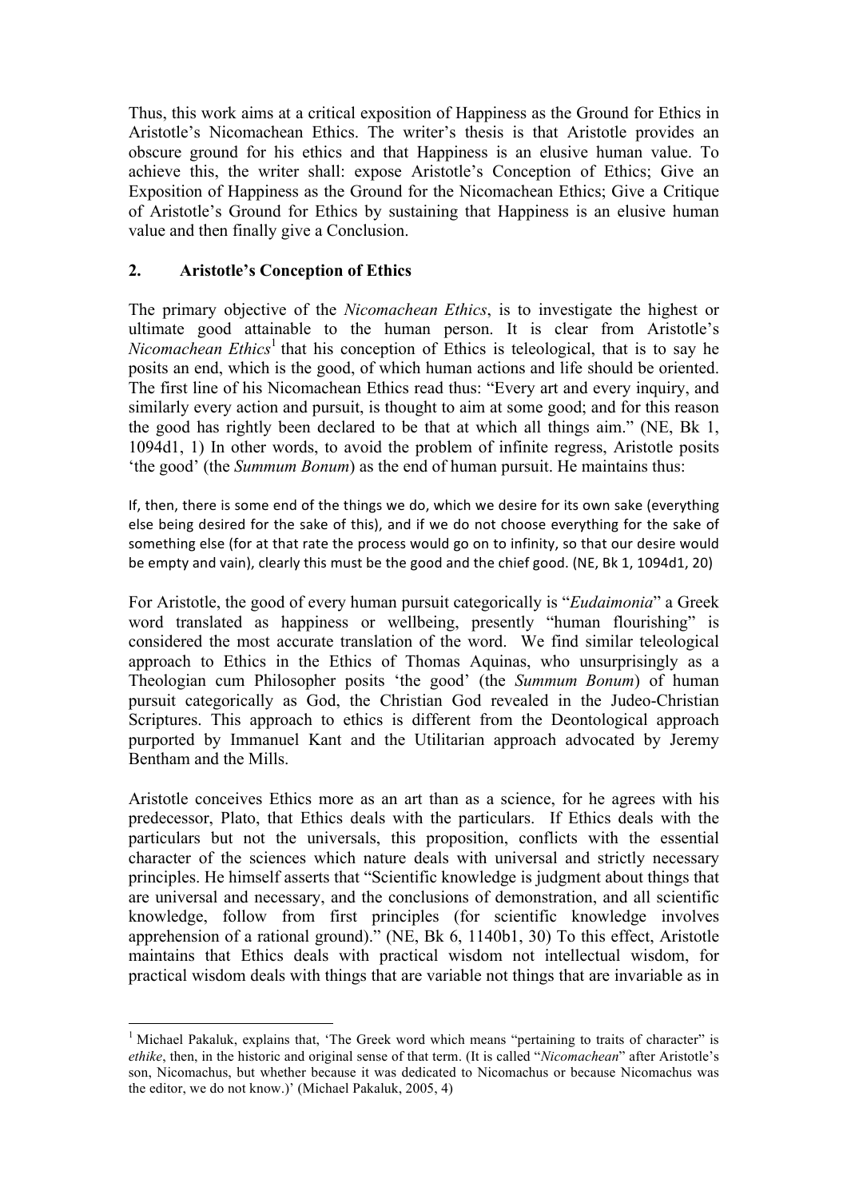Thus, this work aims at a critical exposition of Happiness as the Ground for Ethics in Aristotle's Nicomachean Ethics. The writer's thesis is that Aristotle provides an obscure ground for his ethics and that Happiness is an elusive human value. To achieve this, the writer shall: expose Aristotle's Conception of Ethics; Give an Exposition of Happiness as the Ground for the Nicomachean Ethics; Give a Critique of Aristotle's Ground for Ethics by sustaining that Happiness is an elusive human value and then finally give a Conclusion.

## 2. Aristotle's Conception of Ethics

The primary objective of the *Nicomachean Ethics*, is to investigate the highest or ultimate good attainable to the human person. It is clear from Aristotle's *Nicomachean Ethics*[1] that his conception of Ethics is teleological, that is to say he posits an end, which is the good, of which human actions and life should be oriented. The first line of his Nicomachean Ethics read thus: "Every art and every inquiry, and similarly every action and pursuit, is thought to aim at some good; and for this reason the good has rightly been declared to be that at which all things aim." (NE, Bk 1, 1094d1, 1) In other words, to avoid the problem of infinite regress, Aristotle posits 'the good' (the *Summum Bonum*) as the end of human pursuit. He maintains thus:

> If, then, there is some end of the things we do, which we desire for its own sake (everything else being desired for the sake of this), and if we do not choose everything for the sake of something else (for at that rate the process would go on to infinity, so that our desire would be empty and vain), clearly this must be the good and the chief good. (NE, Bk 1, 1094d1, 20)

For Aristotle, the good of every human pursuit categorically is "*Eudaimonia*" a Greek word translated as happiness or wellbeing, presently "human flourishing" is considered the most accurate translation of the word. We find similar teleological approach to Ethics in the Ethics of Thomas Aquinas, who unsurprisingly as a Theologian cum Philosopher posits 'the good' (the *Summum Bonum*) of human pursuit categorically as God, the Christian God revealed in the Judeo-Christian Scriptures. This approach to ethics is different from the Deontological approach purported by Immanuel Kant and the Utilitarian approach advocated by Jeremy Bentham and the Mills.

Aristotle conceives Ethics more as an art than as a science, for he agrees with his predecessor, Plato, that Ethics deals with the particulars. If Ethics deals with the particulars but not the universals, this proposition, conflicts with the essential character of the sciences which nature deals with universal and strictly necessary principles. He himself asserts that "Scientific knowledge is judgment about things that are universal and necessary, and the conclusions of demonstration, and all scientific knowledge, follow from first principles (for scientific knowledge involves apprehension of a rational ground)." (NE, Bk 6, 1140b1, 30) To this effect, Aristotle maintains that Ethics deals with practical wisdom not intellectual wisdom, for practical wisdom deals with things that are variable not things that are invariable as in

---

[1] Michael Pakaluk, explains that, 'The Greek word which means "pertaining to traits of character" is *ethike*, then, in the historic and original sense of that term. (It is called "*Nicomachean*" after Aristotle's son, Nicomachus, but whether because it was dedicated to Nicomachus or because Nicomachus was the editor, we do not know.)' (Michael Pakaluk, 2005, 4)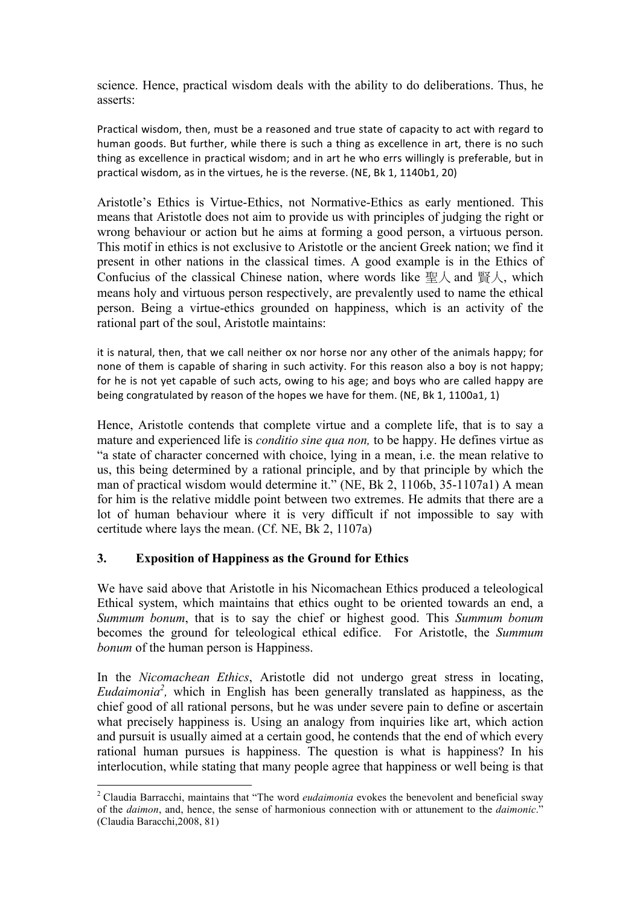science. Hence, practical wisdom deals with the ability to do deliberations. Thus, he asserts:

> Practical wisdom, then, must be a reasoned and true state of capacity to act with regard to human goods. But further, while there is such a thing as excellence in art, there is no such thing as excellence in practical wisdom; and in art he who errs willingly is preferable, but in practical wisdom, as in the virtues, he is the reverse. (NE, Bk 1, 1140b1, 20)

Aristotle's Ethics is Virtue-Ethics, not Normative-Ethics as early mentioned. This means that Aristotle does not aim to provide us with principles of judging the right or wrong behaviour or action but he aims at forming a good person, a virtuous person. This motif in ethics is not exclusive to Aristotle or the ancient Greek nation; we find it present in other nations in the classical times. A good example is in the Ethics of Confucius of the classical Chinese nation, where words like 聖人 and 賢人, which means holy and virtuous person respectively, are prevalently used to name the ethical person. Being a virtue-ethics grounded on happiness, which is an activity of the rational part of the soul, Aristotle maintains:

> it is natural, then, that we call neither ox nor horse nor any other of the animals happy; for none of them is capable of sharing in such activity. For this reason also a boy is not happy; for he is not yet capable of such acts, owing to his age; and boys who are called happy are being congratulated by reason of the hopes we have for them. (NE, Bk 1, 1100a1, 1)

Hence, Aristotle contends that complete virtue and a complete life, that is to say a mature and experienced life is *conditio sine qua non,* to be happy. He defines virtue as "a state of character concerned with choice, lying in a mean, i.e. the mean relative to us, this being determined by a rational principle, and by that principle by which the man of practical wisdom would determine it." (NE, Bk 2, 1106b, 35-1107a1) A mean for him is the relative middle point between two extremes. He admits that there are a lot of human behaviour where it is very difficult if not impossible to say with certitude where lays the mean. (Cf. NE, Bk 2, 1107a)

## 3. Exposition of Happiness as the Ground for Ethics

We have said above that Aristotle in his Nicomachean Ethics produced a teleological Ethical system, which maintains that ethics ought to be oriented towards an end, a *Summum bonum*, that is to say the chief or highest good. This *Summum bonum* becomes the ground for teleological ethical edifice. For Aristotle, the *Summum bonum* of the human person is Happiness.

In the *Nicomachean Ethics*, Aristotle did not undergo great stress in locating, *Eudaimonia*[2], which in English has been generally translated as happiness, as the chief good of all rational persons, but he was under severe pain to define or ascertain what precisely happiness is. Using an analogy from inquiries like art, which action and pursuit is usually aimed at a certain good, he contends that the end of which every rational human pursues is happiness. The question is what is happiness? In his interlocution, while stating that many people agree that happiness or well being is that

---

[2] Claudia Barracchi, maintains that "The word *eudaimonia* evokes the benevolent and beneficial sway of the *daimon*, and, hence, the sense of harmonious connection with or attunement to the *daimonic*." (Claudia Baracchi,2008, 81)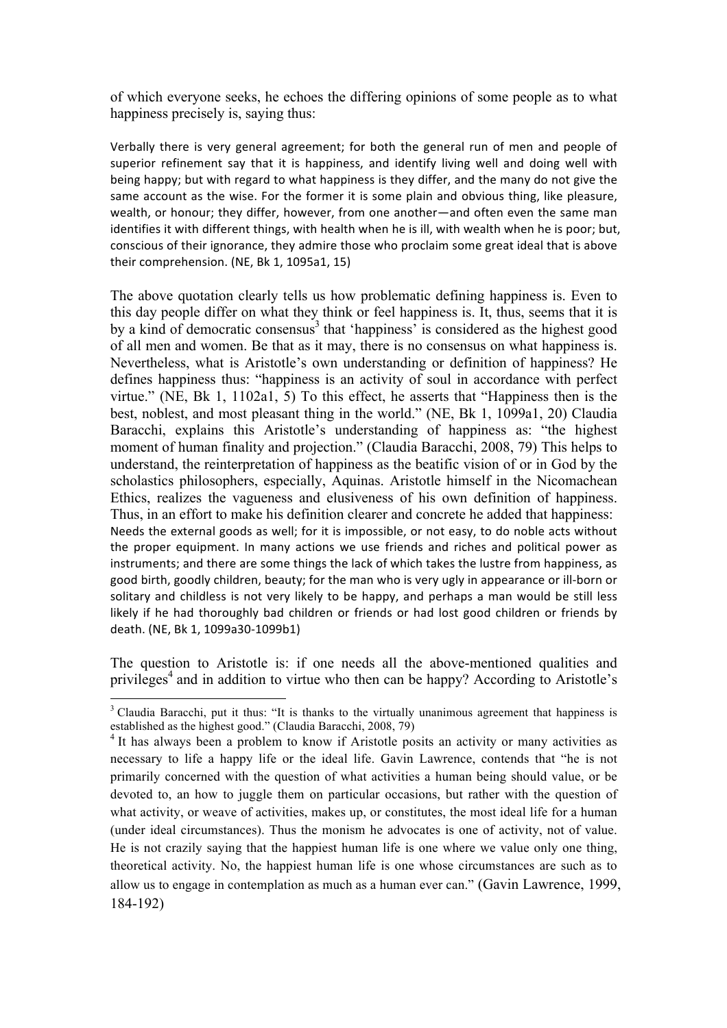of which everyone seeks, he echoes the differing opinions of some people as to what happiness precisely is, saying thus:

> Verbally there is very general agreement; for both the general run of men and people of superior refinement say that it is happiness, and identify living well and doing well with being happy; but with regard to what happiness is they differ, and the many do not give the same account as the wise. For the former it is some plain and obvious thing, like pleasure, wealth, or honour; they differ, however, from one another—and often even the same man identifies it with different things, with health when he is ill, with wealth when he is poor; but, conscious of their ignorance, they admire those who proclaim some great ideal that is above their comprehension. (NE, Bk 1, 1095a1, 15)

The above quotation clearly tells us how problematic defining happiness is. Even to this day people differ on what they think or feel happiness is. It, thus, seems that it is by a kind of democratic consensus[3] that 'happiness' is considered as the highest good of all men and women. Be that as it may, there is no consensus on what happiness is. Nevertheless, what is Aristotle's own understanding or definition of happiness? He defines happiness thus: "happiness is an activity of soul in accordance with perfect virtue." (NE, Bk 1, 1102a1, 5) To this effect, he asserts that "Happiness then is the best, noblest, and most pleasant thing in the world." (NE, Bk 1, 1099a1, 20) Claudia Baracchi, explains this Aristotle's understanding of happiness as: "the highest moment of human finality and projection." (Claudia Baracchi, 2008, 79) This helps to understand, the reinterpretation of happiness as the beatific vision of or in God by the scholastics philosophers, especially, Aquinas. Aristotle himself in the Nicomachean Ethics, realizes the vagueness and elusiveness of his own definition of happiness. Thus, in an effort to make his definition clearer and concrete he added that happiness:

> Needs the external goods as well; for it is impossible, or not easy, to do noble acts without the proper equipment. In many actions we use friends and riches and political power as instruments; and there are some things the lack of which takes the lustre from happiness, as good birth, goodly children, beauty; for the man who is very ugly in appearance or ill-born or solitary and childless is not very likely to be happy, and perhaps a man would be still less likely if he had thoroughly bad children or friends or had lost good children or friends by death. (NE, Bk 1, 1099a30-1099b1)

The question to Aristotle is: if one needs all the above-mentioned qualities and privileges[4] and in addition to virtue who then can be happy? According to Aristotle's

---

[3] Claudia Baracchi, put it thus: "It is thanks to the virtually unanimous agreement that happiness is established as the highest good." (Claudia Baracchi, 2008, 79)

[4] It has always been a problem to know if Aristotle posits an activity or many activities as necessary to life a happy life or the ideal life. Gavin Lawrence, contends that "he is not primarily concerned with the question of what activities a human being should value, or be devoted to, an how to juggle them on particular occasions, but rather with the question of what activity, or weave of activities, makes up, or constitutes, the most ideal life for a human (under ideal circumstances). Thus the monism he advocates is one of activity, not of value. He is not crazily saying that the happiest human life is one where we value only one thing, theoretical activity. No, the happiest human life is one whose circumstances are such as to allow us to engage in contemplation as much as a human ever can." (Gavin Lawrence, 1999, 184-192)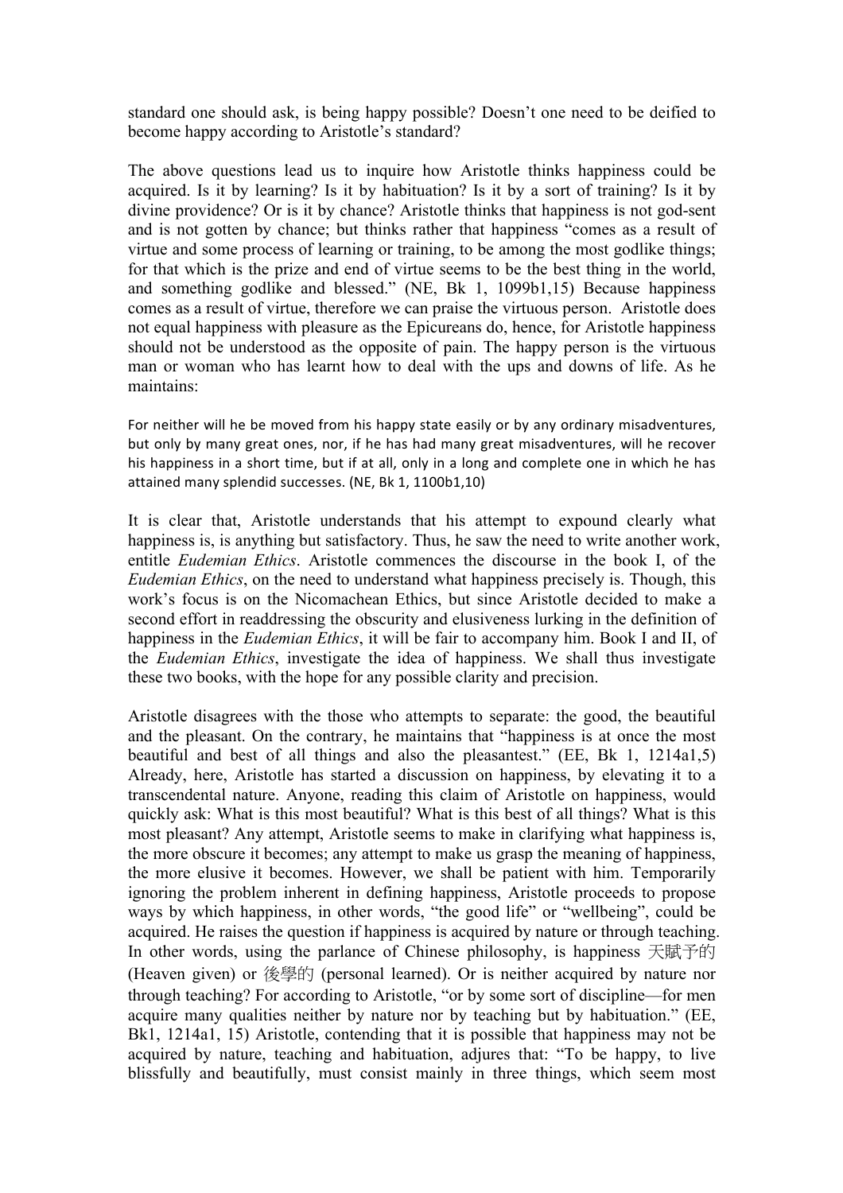standard one should ask, is being happy possible? Doesn't one need to be deified to become happy according to Aristotle's standard?

The above questions lead us to inquire how Aristotle thinks happiness could be acquired. Is it by learning? Is it by habituation? Is it by a sort of training? Is it by divine providence? Or is it by chance? Aristotle thinks that happiness is not god-sent and is not gotten by chance; but thinks rather that happiness "comes as a result of virtue and some process of learning or training, to be among the most godlike things; for that which is the prize and end of virtue seems to be the best thing in the world, and something godlike and blessed." (NE, Bk 1, 1099b1,15) Because happiness comes as a result of virtue, therefore we can praise the virtuous person. Aristotle does not equal happiness with pleasure as the Epicureans do, hence, for Aristotle happiness should not be understood as the opposite of pain. The happy person is the virtuous man or woman who has learnt how to deal with the ups and downs of life. As he maintains:

> For neither will he be moved from his happy state easily or by any ordinary misadventures, but only by many great ones, nor, if he has had many great misadventures, will he recover his happiness in a short time, but if at all, only in a long and complete one in which he has attained many splendid successes. (NE, Bk 1, 1100b1,10)

It is clear that, Aristotle understands that his attempt to expound clearly what happiness is, is anything but satisfactory. Thus, he saw the need to write another work, entitle *Eudemian Ethics*. Aristotle commences the discourse in the book I, of the *Eudemian Ethics*, on the need to understand what happiness precisely is. Though, this work's focus is on the Nicomachean Ethics, but since Aristotle decided to make a second effort in readdressing the obscurity and elusiveness lurking in the definition of happiness in the *Eudemian Ethics*, it will be fair to accompany him. Book I and II, of the *Eudemian Ethics*, investigate the idea of happiness. We shall thus investigate these two books, with the hope for any possible clarity and precision.

Aristotle disagrees with the those who attempts to separate: the good, the beautiful and the pleasant. On the contrary, he maintains that "happiness is at once the most beautiful and best of all things and also the pleasantest." (EE, Bk 1, 1214a1,5) Already, here, Aristotle has started a discussion on happiness, by elevating it to a transcendental nature. Anyone, reading this claim of Aristotle on happiness, would quickly ask: What is this most beautiful? What is this best of all things? What is this most pleasant? Any attempt, Aristotle seems to make in clarifying what happiness is, the more obscure it becomes; any attempt to make us grasp the meaning of happiness, the more elusive it becomes. However, we shall be patient with him. Temporarily ignoring the problem inherent in defining happiness, Aristotle proceeds to propose ways by which happiness, in other words, "the good life" or "wellbeing", could be acquired. He raises the question if happiness is acquired by nature or through teaching. In other words, using the parlance of Chinese philosophy, is happiness 天賦予的 (Heaven given) or 後學的 (personal learned). Or is neither acquired by nature nor through teaching? For according to Aristotle, "or by some sort of discipline—for men acquire many qualities neither by nature nor by teaching but by habituation." (EE, Bk1, 1214a1, 15) Aristotle, contending that it is possible that happiness may not be acquired by nature, teaching and habituation, adjures that: "To be happy, to live blissfully and beautifully, must consist mainly in three things, which seem most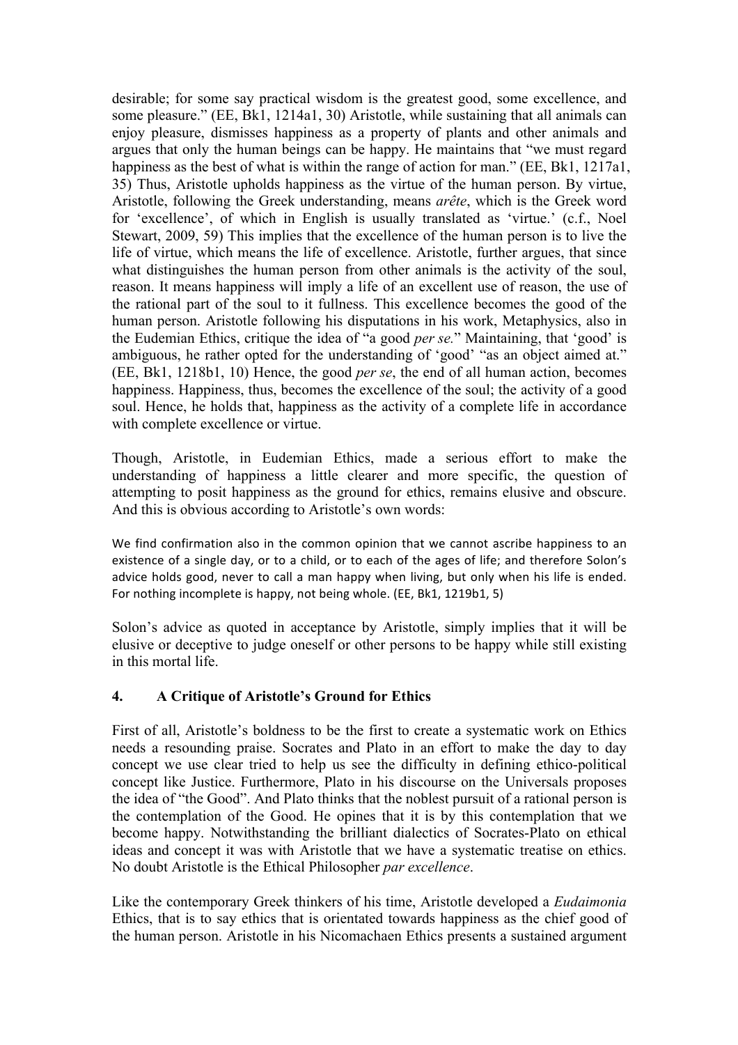desirable; for some say practical wisdom is the greatest good, some excellence, and some pleasure." (EE, Bk1, 1214a1, 30) Aristotle, while sustaining that all animals can enjoy pleasure, dismisses happiness as a property of plants and other animals and argues that only the human beings can be happy. He maintains that "we must regard happiness as the best of what is within the range of action for man." (EE, Bk1, 1217a1, 35) Thus, Aristotle upholds happiness as the virtue of the human person. By virtue, Aristotle, following the Greek understanding, means *arête*, which is the Greek word for 'excellence', of which in English is usually translated as 'virtue.' (c.f., Noel Stewart, 2009, 59) This implies that the excellence of the human person is to live the life of virtue, which means the life of excellence. Aristotle, further argues, that since what distinguishes the human person from other animals is the activity of the soul, reason. It means happiness will imply a life of an excellent use of reason, the use of the rational part of the soul to it fullness. This excellence becomes the good of the human person. Aristotle following his disputations in his work, Metaphysics, also in the Eudemian Ethics, critique the idea of "a good *per se.*" Maintaining, that 'good' is ambiguous, he rather opted for the understanding of 'good' "as an object aimed at." (EE, Bk1, 1218b1, 10) Hence, the good *per se*, the end of all human action, becomes happiness. Happiness, thus, becomes the excellence of the soul; the activity of a good soul. Hence, he holds that, happiness as the activity of a complete life in accordance with complete excellence or virtue.

Though, Aristotle, in Eudemian Ethics, made a serious effort to make the understanding of happiness a little clearer and more specific, the question of attempting to posit happiness as the ground for ethics, remains elusive and obscure. And this is obvious according to Aristotle's own words:

> We find confirmation also in the common opinion that we cannot ascribe happiness to an existence of a single day, or to a child, or to each of the ages of life; and therefore Solon's advice holds good, never to call a man happy when living, but only when his life is ended. For nothing incomplete is happy, not being whole. (EE, Bk1, 1219b1, 5)

Solon's advice as quoted in acceptance by Aristotle, simply implies that it will be elusive or deceptive to judge oneself or other persons to be happy while still existing in this mortal life.

## 4. A Critique of Aristotle's Ground for Ethics

First of all, Aristotle's boldness to be the first to create a systematic work on Ethics needs a resounding praise. Socrates and Plato in an effort to make the day to day concept we use clear tried to help us see the difficulty in defining ethico-political concept like Justice. Furthermore, Plato in his discourse on the Universals proposes the idea of "the Good". And Plato thinks that the noblest pursuit of a rational person is the contemplation of the Good. He opines that it is by this contemplation that we become happy. Notwithstanding the brilliant dialectics of Socrates-Plato on ethical ideas and concept it was with Aristotle that we have a systematic treatise on ethics. No doubt Aristotle is the Ethical Philosopher *par excellence*.

Like the contemporary Greek thinkers of his time, Aristotle developed a *Eudaimonia* Ethics, that is to say ethics that is orientated towards happiness as the chief good of the human person. Aristotle in his Nicomachaen Ethics presents a sustained argument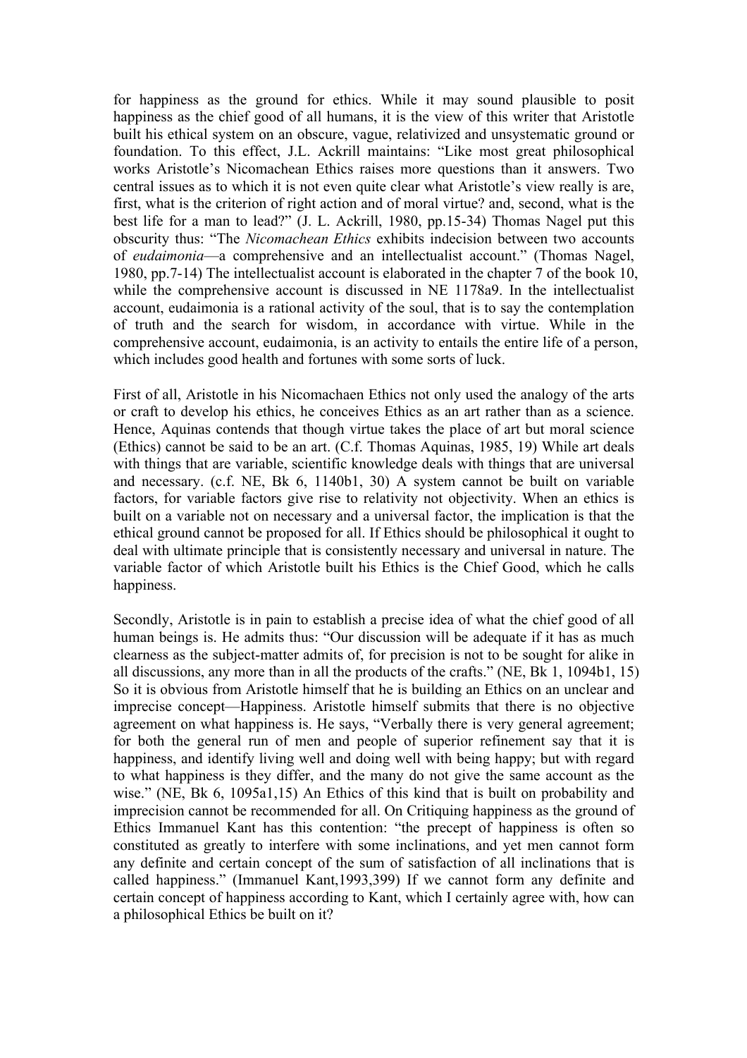for happiness as the ground for ethics. While it may sound plausible to posit happiness as the chief good of all humans, it is the view of this writer that Aristotle built his ethical system on an obscure, vague, relativized and unsystematic ground or foundation. To this effect, J.L. Ackrill maintains: "Like most great philosophical works Aristotle's Nicomachean Ethics raises more questions than it answers. Two central issues as to which it is not even quite clear what Aristotle's view really are, first, what is the criterion of right action and of moral virtue? and, second, what is the best life for a man to lead?" (J. L. Ackrill, 1980, pp.15-34) Thomas Nagel put this obscurity thus: "The *Nicomachean Ethics* exhibits indecision between two accounts of *eudaimonia*—a comprehensive and an intellectualist account." (Thomas Nagel, 1980, pp.7-14) The intellectualist account is elaborated in the chapter 7 of the book 10, while the comprehensive account is discussed in NE 1178a9. In the intellectualist account, eudaimonia is a rational activity of the soul, that is to say the contemplation of truth and the search for wisdom, in accordance with virtue. While in the comprehensive account, eudaimonia, is an activity to entails the entire life of a person, which includes good health and fortunes with some sorts of luck.

First of all, Aristotle in his Nicomachaen Ethics not only used the analogy of the arts or craft to develop his ethics, he conceives Ethics as an art rather than as a science. Hence, Aquinas contends that though virtue takes the place of art but moral science (Ethics) cannot be said to be an art. (C.f. Thomas Aquinas, 1985, 19) While art deals with things that are variable, scientific knowledge deals with things that are universal and necessary. (c.f. NE, Bk 6, 1140b1, 30) A system cannot be built on variable factors, for variable factors give rise to relativity not objectivity. When an ethics is built on a variable not on necessary and a universal factor, the implication is that the ethical ground cannot be proposed for all. If Ethics should be philosophical it ought to deal with ultimate principle that is consistently necessary and universal in nature. The variable factor of which Aristotle built his Ethics is the Chief Good, which he calls happiness.

Secondly, Aristotle is in pain to establish a precise idea of what the chief good of all human beings is. He admits thus: "Our discussion will be adequate if it has as much clearness as the subject-matter admits of, for precision is not to be sought for alike in all discussions, any more than in all the products of the crafts." (NE, Bk 1, 1094b1, 15) So it is obvious from Aristotle himself that he is building an Ethics on an unclear and imprecise concept—Happiness. Aristotle himself submits that there is no objective agreement on what happiness is. He says, "Verbally there is very general agreement; for both the general run of men and people of superior refinement say that it is happiness, and identify living well and doing well with being happy; but with regard to what happiness is they differ, and the many do not give the same account as the wise." (NE, Bk 6, 1095a1,15) An Ethics of this kind that is built on probability and imprecision cannot be recommended for all. On Critiquing happiness as the ground of Ethics Immanuel Kant has this contention: "the precept of happiness is often so constituted as greatly to interfere with some inclinations, and yet men cannot form any definite and certain concept of the sum of satisfaction of all inclinations that is called happiness." (Immanuel Kant,1993,399) If we cannot form any definite and certain concept of happiness according to Kant, which I certainly agree with, how can a philosophical Ethics be built on it?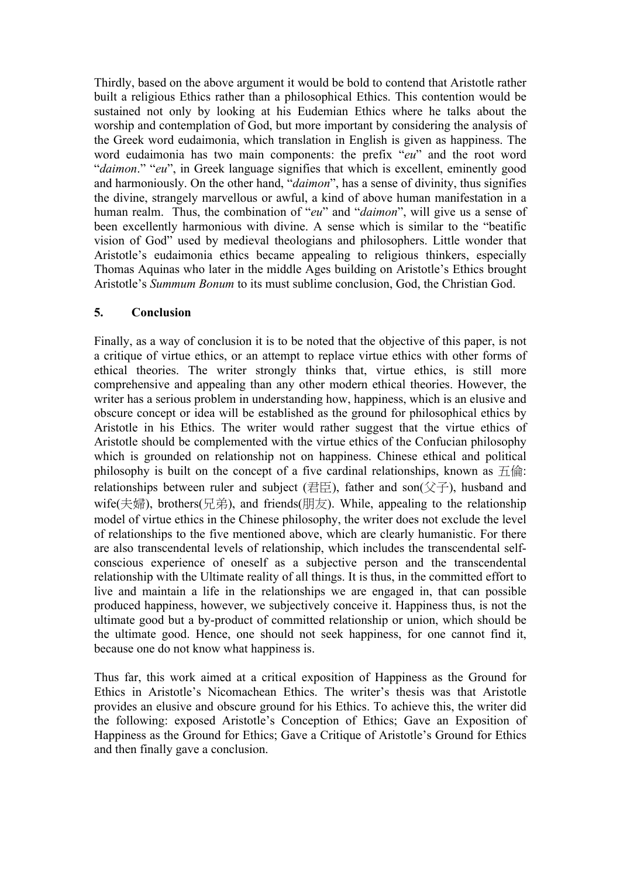Thirdly, based on the above argument it would be bold to contend that Aristotle rather built a religious Ethics rather than a philosophical Ethics. This contention would be sustained not only by looking at his Eudemian Ethics where he talks about the worship and contemplation of God, but more important by considering the analysis of the Greek word eudaimonia, which translation in English is given as happiness. The word eudaimonia has two main components: the prefix "*eu*" and the root word "*daimon*." "*eu*", in Greek language signifies that which is excellent, eminently good and harmoniously. On the other hand, "*daimon*", has a sense of divinity, thus signifies the divine, strangely marvellous or awful, a kind of above human manifestation in a human realm. Thus, the combination of "*eu*" and "*daimon*", will give us a sense of been excellently harmonious with divine. A sense which is similar to the "beatific vision of God" used by medieval theologians and philosophers. Little wonder that Aristotle's eudaimonia ethics became appealing to religious thinkers, especially Thomas Aquinas who later in the middle Ages building on Aristotle's Ethics brought Aristotle's *Summum Bonum* to its must sublime conclusion, God, the Christian God.

## 5. Conclusion

Finally, as a way of conclusion it is to be noted that the objective of this paper, is not a critique of virtue ethics, or an attempt to replace virtue ethics with other forms of ethical theories. The writer strongly thinks that, virtue ethics, is still more comprehensive and appealing than any other modern ethical theories. However, the writer has a serious problem in understanding how, happiness, which is an elusive and obscure concept or idea will be established as the ground for philosophical ethics by Aristotle in his Ethics. The writer would rather suggest that the virtue ethics of Aristotle should be complemented with the virtue ethics of the Confucian philosophy which is grounded on relationship not on happiness. Chinese ethical and political philosophy is built on the concept of a five cardinal relationships, known as 五倫: relationships between ruler and subject (君臣), father and son(父子), husband and wife(夫婦), brothers(兄弟), and friends(朋友). While, appealing to the relationship model of virtue ethics in the Chinese philosophy, the writer does not exclude the level of relationships to the five mentioned above, which are clearly humanistic. For there are also transcendental levels of relationship, which includes the transcendental self-conscious experience of oneself as a subjective person and the transcendental relationship with the Ultimate reality of all things. It is thus, in the committed effort to live and maintain a life in the relationships we are engaged in, that can possible produced happiness, however, we subjectively conceive it. Happiness thus, is not the ultimate good but a by-product of committed relationship or union, which should be the ultimate good. Hence, one should not seek happiness, for one cannot find it, because one do not know what happiness is.

Thus far, this work aimed at a critical exposition of Happiness as the Ground for Ethics in Aristotle's Nicomachean Ethics. The writer's thesis was that Aristotle provides an elusive and obscure ground for his Ethics. To achieve this, the writer did the following: exposed Aristotle's Conception of Ethics; Gave an Exposition of Happiness as the Ground for Ethics; Gave a Critique of Aristotle's Ground for Ethics and then finally gave a conclusion.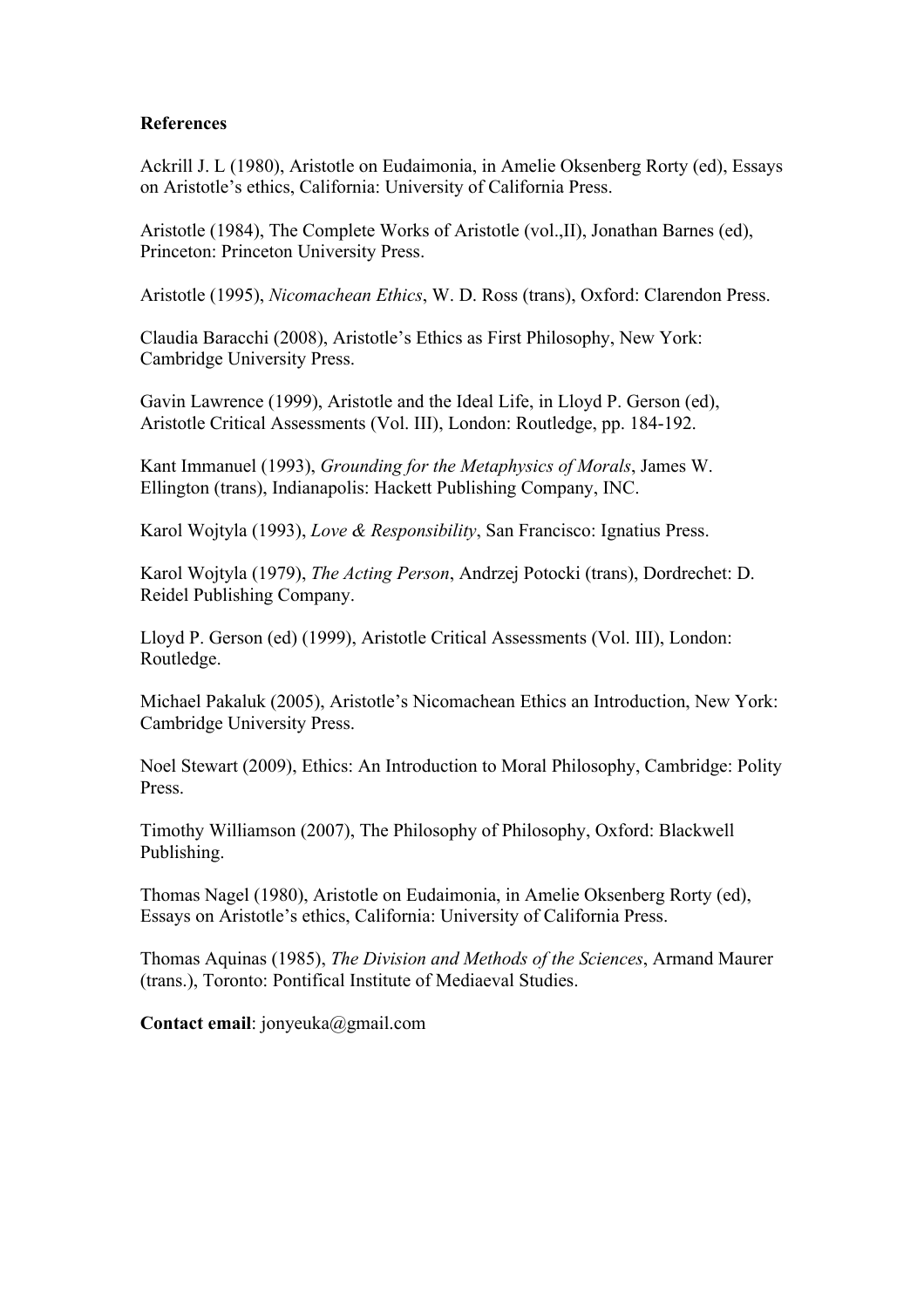**References**

Ackrill J. L (1980), Aristotle on Eudaimonia, in Amelie Oksenberg Rorty (ed), Essays on Aristotle's ethics, California: University of California Press.

Aristotle (1984), The Complete Works of Aristotle (vol.,II), Jonathan Barnes (ed), Princeton: Princeton University Press.

Aristotle (1995), *Nicomachean Ethics*, W. D. Ross (trans), Oxford: Clarendon Press.

Claudia Baracchi (2008), Aristotle's Ethics as First Philosophy, New York: Cambridge University Press.

Gavin Lawrence (1999), Aristotle and the Ideal Life, in Lloyd P. Gerson (ed), Aristotle Critical Assessments (Vol. III), London: Routledge, pp. 184-192.

Kant Immanuel (1993), *Grounding for the Metaphysics of Morals*, James W. Ellington (trans), Indianapolis: Hackett Publishing Company, INC.

Karol Wojtyla (1993), *Love & Responsibility*, San Francisco: Ignatius Press.

Karol Wojtyla (1979), *The Acting Person*, Andrzej Potocki (trans), Dordrechet: D. Reidel Publishing Company.

Lloyd P. Gerson (ed) (1999), Aristotle Critical Assessments (Vol. III), London: Routledge.

Michael Pakaluk (2005), Aristotle's Nicomachean Ethics an Introduction, New York: Cambridge University Press.

Noel Stewart (2009), Ethics: An Introduction to Moral Philosophy, Cambridge: Polity Press.

Timothy Williamson (2007), The Philosophy of Philosophy, Oxford: Blackwell Publishing.

Thomas Nagel (1980), Aristotle on Eudaimonia, in Amelie Oksenberg Rorty (ed), Essays on Aristotle's ethics, California: University of California Press.

Thomas Aquinas (1985), *The Division and Methods of the Sciences*, Armand Maurer (trans.), Toronto: Pontifical Institute of Mediaeval Studies.

**Contact email**: jonyeuka@gmail.com